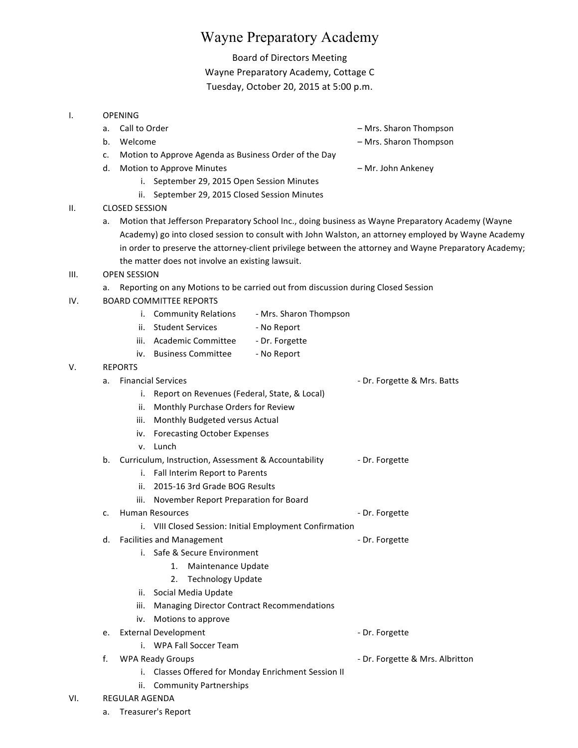# Wayne Preparatory Academy

Board of Directors Meeting
Wayne Preparatory Academy, Cottage C
Tuesday, October 20, 2015 at 5:00 p.m.

I. OPENING
   a. Call to Order – Mrs. Sharon Thompson
   b. Welcome – Mrs. Sharon Thompson
   c. Motion to Approve Agenda as Business Order of the Day
   d. Motion to Approve Minutes – Mr. John Ankeney
      i. September 29, 2015 Open Session Minutes
      ii. September 29, 2015 Closed Session Minutes

II. CLOSED SESSION
   a. Motion that Jefferson Preparatory School Inc., doing business as Wayne Preparatory Academy (Wayne Academy) go into closed session to consult with John Walston, an attorney employed by Wayne Academy in order to preserve the attorney-client privilege between the attorney and Wayne Preparatory Academy; the matter does not involve an existing lawsuit.

III. OPEN SESSION
   a. Reporting on any Motions to be carried out from discussion during Closed Session

IV. BOARD COMMITTEE REPORTS
      i. Community Relations - Mrs. Sharon Thompson
      ii. Student Services - No Report
      iii. Academic Committee - Dr. Forgette
      iv. Business Committee - No Report

V. REPORTS
   a. Financial Services - Dr. Forgette & Mrs. Batts
      i. Report on Revenues (Federal, State, & Local)
      ii. Monthly Purchase Orders for Review
      iii. Monthly Budgeted versus Actual
      iv. Forecasting October Expenses
      v. Lunch
   b. Curriculum, Instruction, Assessment & Accountability - Dr. Forgette
      i. Fall Interim Report to Parents
      ii. 2015-16 3rd Grade BOG Results
      iii. November Report Preparation for Board
   c. Human Resources - Dr. Forgette
      i. VIII Closed Session: Initial Employment Confirmation
   d. Facilities and Management - Dr. Forgette
      i. Safe & Secure Environment
         1. Maintenance Update
         2. Technology Update
      ii. Social Media Update
      iii. Managing Director Contract Recommendations
      iv. Motions to approve
   e. External Development - Dr. Forgette
      i. WPA Fall Soccer Team
   f. WPA Ready Groups - Dr. Forgette & Mrs. Albritton
      i. Classes Offered for Monday Enrichment Session II
      ii. Community Partnerships

VI. REGULAR AGENDA
   a. Treasurer's Report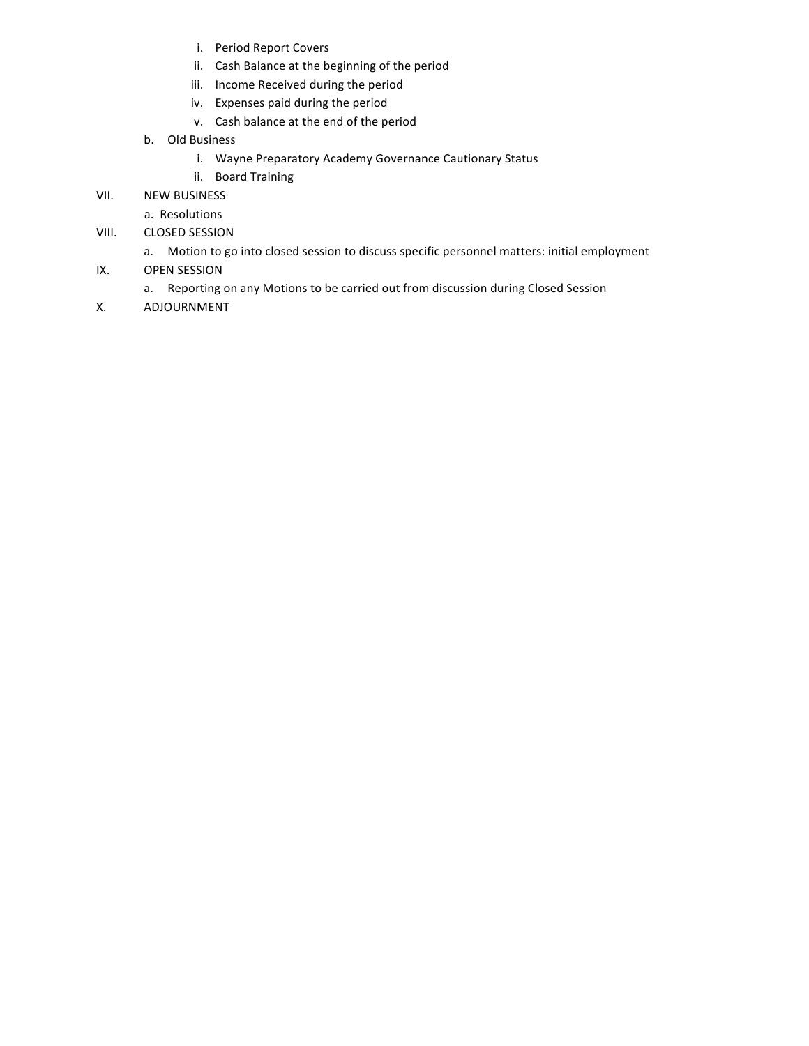i. Period Report Covers
      ii. Cash Balance at the beginning of the period
      iii. Income Received during the period
      iv. Expenses paid during the period
      v. Cash balance at the end of the period

   b. Old Business
      i. Wayne Preparatory Academy Governance Cautionary Status
      ii. Board Training

VII. NEW BUSINESS
   a. Resolutions

VIII. CLOSED SESSION
   a. Motion to go into closed session to discuss specific personnel matters: initial employment

IX. OPEN SESSION
   a. Reporting on any Motions to be carried out from discussion during Closed Session

X. ADJOURNMENT